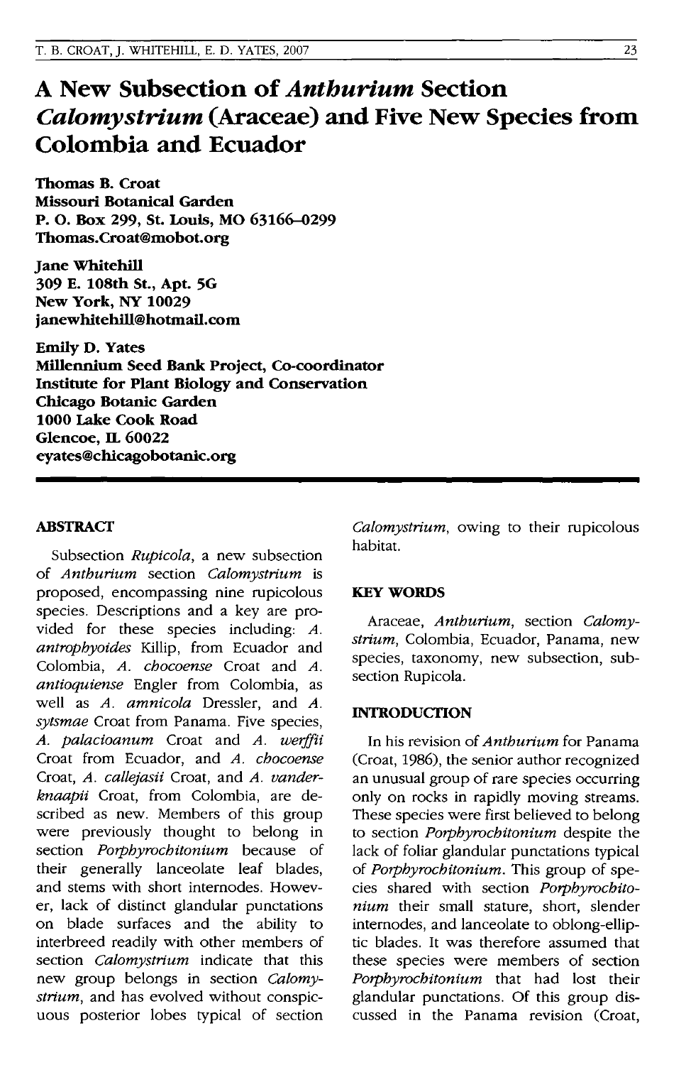# A New Subsection of *Anthurium* Section *Calomystrium* (Araceae) and Five New Species from Colombia and Ecuador

**Thomas B. Croat**
**Missouri Botanical Garden**
**P. O. Box 299, St. Louis, MO 63166–0299**
**Thomas.Croat@mobot.org**

**Jane Whitehill**
**309 E. 108th St., Apt. 5G**
**New York, NY 10029**
**janewhitehill@hotmail.com**

**Emily D. Yates**
**Millennium Seed Bank Project, Co-coordinator**
**Institute for Plant Biology and Conservation**
**Chicago Botanic Garden**
**1000 Lake Cook Road**
**Glencoe, IL 60022**
**eyates@chicagobotanic.org**

## ABSTRACT

Subsection *Rupicola*, a new subsection of *Anthurium* section *Calomystrium* is proposed, encompassing nine rupicolous species. Descriptions and a key are provided for these species including: *A. antrophyoides* Killip, from Ecuador and Colombia, *A. chocoense* Croat and *A. antioquiense* Engler from Colombia, as well as *A. amnicola* Dressler, and *A. sytsmae* Croat from Panama. Five species, *A. palacioanum* Croat and *A. werffii* Croat from Ecuador, and *A. chocoense* Croat, *A. callejasii* Croat, and *A. vanderknaapii* Croat, from Colombia, are described as new. Members of this group were previously thought to belong in section *Porphyrochitonium* because of their generally lanceolate leaf blades, and stems with short internodes. However, lack of distinct glandular punctations on blade surfaces and the ability to interbreed readily with other members of section *Calomystrium* indicate that this new group belongs in section *Calomystrium*, and has evolved without conspicuous posterior lobes typical of section *Calomystrium*, owing to their rupicolous habitat.

## KEY WORDS

Araceae, *Anthurium*, section *Calomystrium*, Colombia, Ecuador, Panama, new species, taxonomy, new subsection, subsection Rupicola.

## INTRODUCTION

In his revision of *Anthurium* for Panama (Croat, 1986), the senior author recognized an unusual group of rare species occurring only on rocks in rapidly moving streams. These species were first believed to belong to section *Porphyrochitonium* despite the lack of foliar glandular punctations typical of *Porphyrochitonium*. This group of species shared with section *Porphyrochitonium* their small stature, short, slender internodes, and lanceolate to oblong-elliptic blades. It was therefore assumed that these species were members of section *Porphyrochitonium* that had lost their glandular punctations. Of this group discussed in the Panama revision (Croat,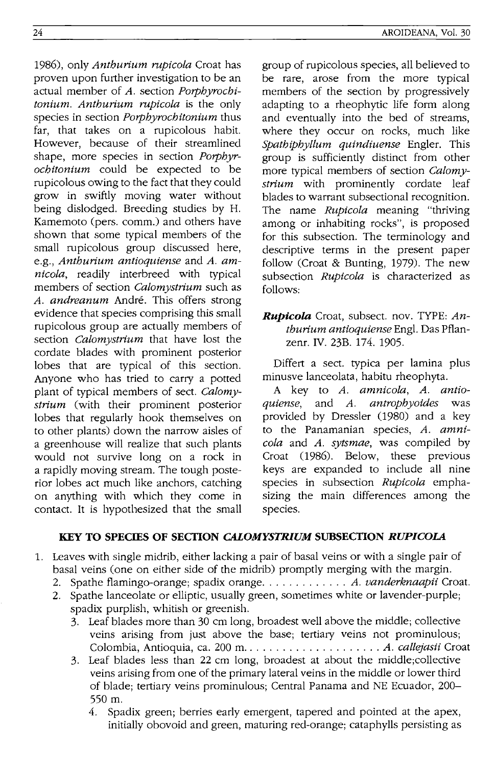1986), only *Anthurium rupicola* Croat has proven upon further investigation to be an actual member of *A.* section *Porphyrochitonium*. *Anthurium rupicola* is the only species in section *Porphyrochitonium* thus far, that takes on a rupicolous habit. However, because of their streamlined shape, more species in section *Porphyrochitonium* could be expected to be rupicolous owing to the fact that they could grow in swiftly moving water without being dislodged. Breeding studies by H. Kamemoto (pers. comm.) and others have shown that some typical members of the small rupicolous group discussed here, e.g., *Anthurium antioquiense* and *A. amnicola*, readily interbreed with typical members of section *Calomystrium* such as *A. andreanum* André. This offers strong evidence that species comprising this small rupicolous group are actually members of section *Calomystrium* that have lost the cordate blades with prominent posterior lobes that are typical of this section. Anyone who has tried to carry a potted plant of typical members of sect. *Calomystrium* (with their prominent posterior lobes that regularly hook themselves on to other plants) down the narrow aisles of a greenhouse will realize that such plants would not survive long on a rock in a rapidly moving stream. The tough posterior lobes act much like anchors, catching on anything with which they come in contact. It is hypothesized that the small group of rupicolous species, all believed to be rare, arose from the more typical members of the section by progressively adapting to a rheophytic life form along and eventually into the bed of streams, where they occur on rocks, much like *Spathiphyllum quindiuense* Engler. This group is sufficiently distinct from other more typical members of section *Calomystrium* with prominently cordate leaf blades to warrant subsectional recognition. The name *Rupicola* meaning "thriving among or inhabiting rocks", is proposed for this subsection. The terminology and descriptive terms in the present paper follow (Croat & Bunting, 1979). The new subsection *Rupicola* is characterized as follows:

***Rupicola*** Croat, subsect. nov. TYPE: *Anthurium antioquiense* Engl. Das Pflanzenr. IV. 23B. 174. 1905.

Differt a sect. typica per lamina plus minusve lanceolata, habitu rheophyta.

A key to *A. amnicola*, *A. antioquiense*, and *A. antrophyoides* was provided by Dressler (1980) and a key to the Panamanian species, *A. amnicola* and *A. sytsmae*, was compiled by Croat (1986). Below, these previous keys are expanded to include all nine species in subsection *Rupicola* emphasizing the main differences among the species.

## KEY TO SPECIES OF SECTION *CALOMYSTRIUM* SUBSECTION *RUPICOLA*

1. Leaves with single midrib, either lacking a pair of basal veins or with a single pair of basal veins (one on either side of the midrib) promptly merging with the margin.
   2. Spathe flamingo-orange; spadix orange. . . . . . . . . . . . . *A. vanderknaapii* Croat.
   2. Spathe lanceolate or elliptic, usually green, sometimes white or lavender-purple; spadix purplish, whitish or greenish.
      3. Leaf blades more than 30 cm long, broadest well above the middle; collective veins arising from just above the base; tertiary veins not prominulous; Colombia, Antioquia, ca. 200 m. . . . . . . . . . . . . . . . . . . . . *A. callejasii* Croat
      3. Leaf blades less than 22 cm long, broadest at about the middle;collective veins arising from one of the primary lateral veins in the middle or lower third of blade; tertiary veins prominulous; Central Panama and NE Ecuador, 200–550 m.
         4. Spadix green; berries early emergent, tapered and pointed at the apex, initially obovoid and green, maturing red-orange; cataphylls persisting as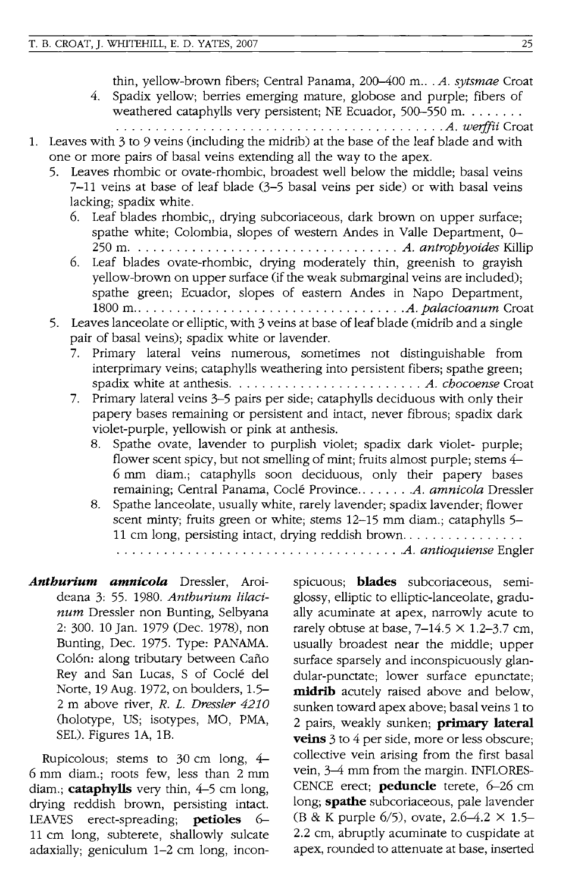thin, yellow-brown fibers; Central Panama, 200–400 m.. . *A. sytsmae* Croat

4. Spadix yellow; berries emerging mature, globose and purple; fibers of weathered cataphylls very persistent; NE Ecuador, 500–550 m. . . . . . . . . . . . . . . . . . . . . . . . . . . . . . . . . . . . . . . . . . . . . . . . . *A. werffii* Croat

1. Leaves with 3 to 9 veins (including the midrib) at the base of the leaf blade and with one or more pairs of basal veins extending all the way to the apex.
   5. Leaves rhombic or ovate-rhombic, broadest well below the middle; basal veins 7–11 veins at base of leaf blade (3–5 basal veins per side) or with basal veins lacking; spadix white.
      6. Leaf blades rhombic,, drying subcoriaceous, dark brown on upper surface; spathe white; Colombia, slopes of western Andes in Valle Department, 0–250 m. . . . . . . . . . . . . . . . . . . . . . . . . . . . . . . . . . . *A. antrophyoides* Killip
      6. Leaf blades ovate-rhombic, drying moderately thin, greenish to grayish yellow-brown on upper surface (if the weak submarginal veins are included); spathe green; Ecuador, slopes of eastern Andes in Napo Department, 1800 m.. . . . . . . . . . . . . . . . . . . . . . . . . . . . . . . . . . *A. palacioanum* Croat
   5. Leaves lanceolate or elliptic, with 3 veins at base of leaf blade (midrib and a single pair of basal veins); spadix white or lavender.
      7. Primary lateral veins numerous, sometimes not distinguishable from interprimary veins; cataphylls weathering into persistent fibers; spathe green; spadix white at anthesis. . . . . . . . . . . . . . . . . . . . . . . . . *A. chocoense* Croat
      7. Primary lateral veins 3–5 pairs per side; cataphylls deciduous with only their papery bases remaining or persistent and intact, never fibrous; spadix dark violet-purple, yellowish or pink at anthesis.
         8. Spathe ovate, lavender to purplish violet; spadix dark violet- purple; flower scent spicy, but not smelling of mint; fruits almost purple; stems 4–6 mm diam.; cataphylls soon deciduous, only their papery bases remaining; Central Panama, Coclé Province.. . . . . . *A. amnicola* Dressler
         8. Spathe lanceolate, usually white, rarely lavender; spadix lavender; flower scent minty; fruits green or white; stems 12–15 mm diam.; cataphylls 5–11 cm long, persisting intact, drying reddish brown. . . . . . . . . . . . . . . . . . . . . . . . . . . . . . . . . . . . . . . . . . . . . . . . . . . . *A. antioquiense* Engler

***Anthurium amnicola*** Dressler, Aroideana 3: 55. 1980. *Anthurium lilacinum* Dressler non Bunting, Selbyana 2: 300. 10 Jan. 1979 (Dec. 1978), non Bunting, Dec. 1975. Type: PANAMA. Colón: along tributary between Caño Rey and San Lucas, S of Coclé del Norte, 19 Aug. 1972, on boulders, 1.5–2 m above river, *R. L. Dressler 4210* (holotype, US; isotypes, MO, PMA, SEL). Figures 1A, 1B.

Rupicolous; stems to 30 cm long, 4–6 mm diam.; roots few, less than 2 mm diam.; **cataphylls** very thin, 4–5 cm long, drying reddish brown, persisting intact. LEAVES erect-spreading; **petioles** 6–11 cm long, subterete, shallowly sulcate adaxially; geniculum 1–2 cm long, inconspicuous; **blades** subcoriaceous, semiglossy, elliptic to elliptic-lanceolate, gradually acuminate at apex, narrowly acute to rarely obtuse at base, 7–14.5 × 1.2–3.7 cm, usually broadest near the middle; upper surface sparsely and inconspicuously glandular-punctate; lower surface epunctate; **midrib** acutely raised above and below, sunken toward apex above; basal veins 1 to 2 pairs, weakly sunken; **primary lateral veins** 3 to 4 per side, more or less obscure; collective vein arising from the first basal vein, 3–4 mm from the margin. INFLORESCENCE erect; **peduncle** terete, 6–26 cm long; **spathe** subcoriaceous, pale lavender (B & K purple 6/5), ovate, 2.6–4.2 × 1.5–2.2 cm, abruptly acuminate to cuspidate at apex, rounded to attenuate at base, inserted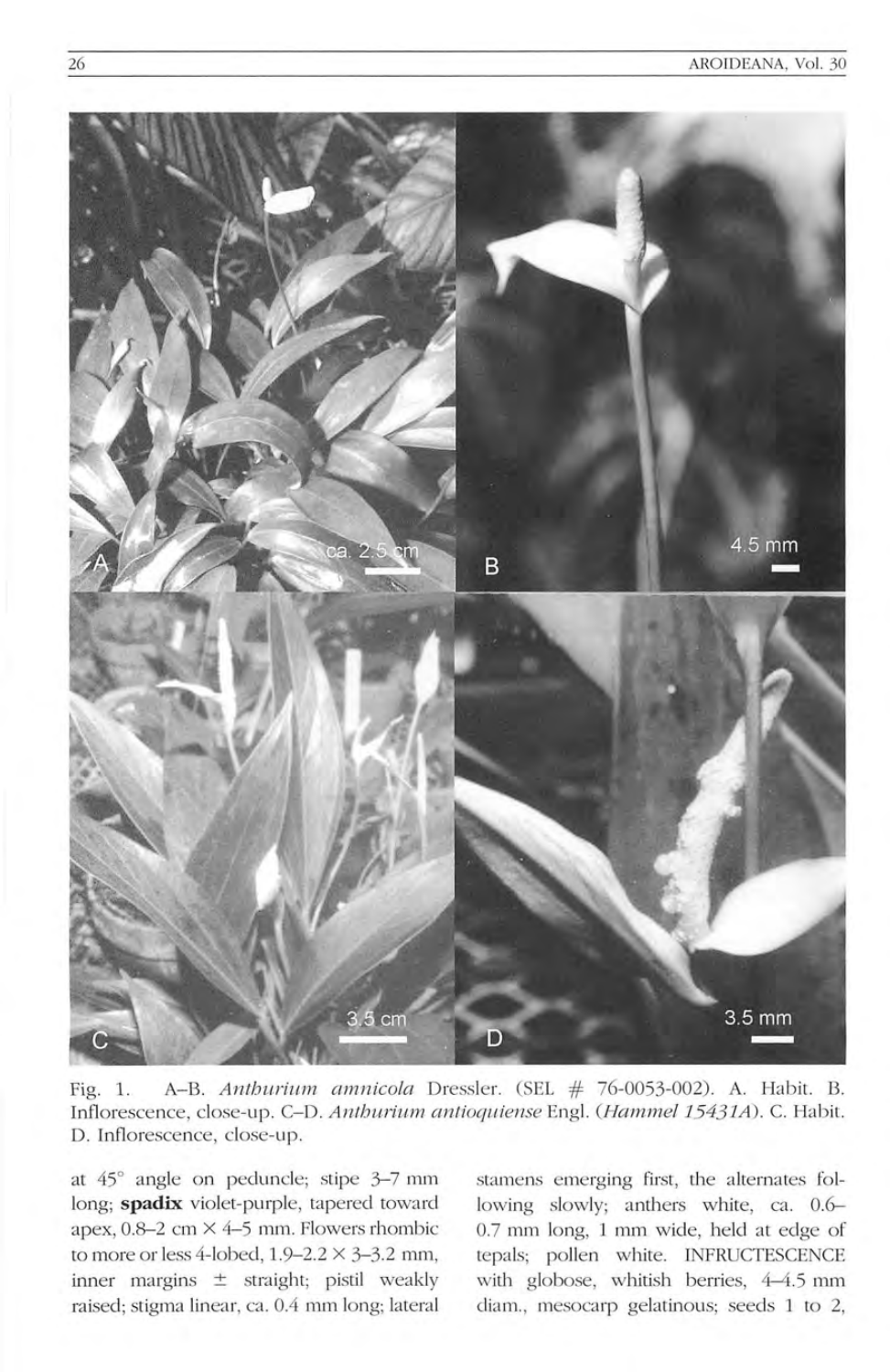Fig. 1. A–B. *Anthurium amnicola* Dressler. (SEL # 76-0053-002). A. Habit. B. Inflorescence, close-up. C–D. *Anthurium antioquiense* Engl. (*Hammel 15431A*). C. Habit. D. Inflorescence, close-up.

at 45° angle on peduncle; stipe 3–7 mm long; **spadix** violet-purple, tapered toward apex, 0.8–2 cm × 4–5 mm. Flowers rhombic to more or less 4-lobed, 1.9–2.2 × 3–3.2 mm, inner margins ± straight; pistil weakly raised; stigma linear, ca. 0.4 mm long; lateral stamens emerging first, the alternates following slowly; anthers white, ca. 0.6–0.7 mm long, 1 mm wide, held at edge of tepals; pollen white. INFRUCTESCENCE with globose, whitish berries, 4–4.5 mm diam., mesocarp gelatinous; seeds 1 to 2,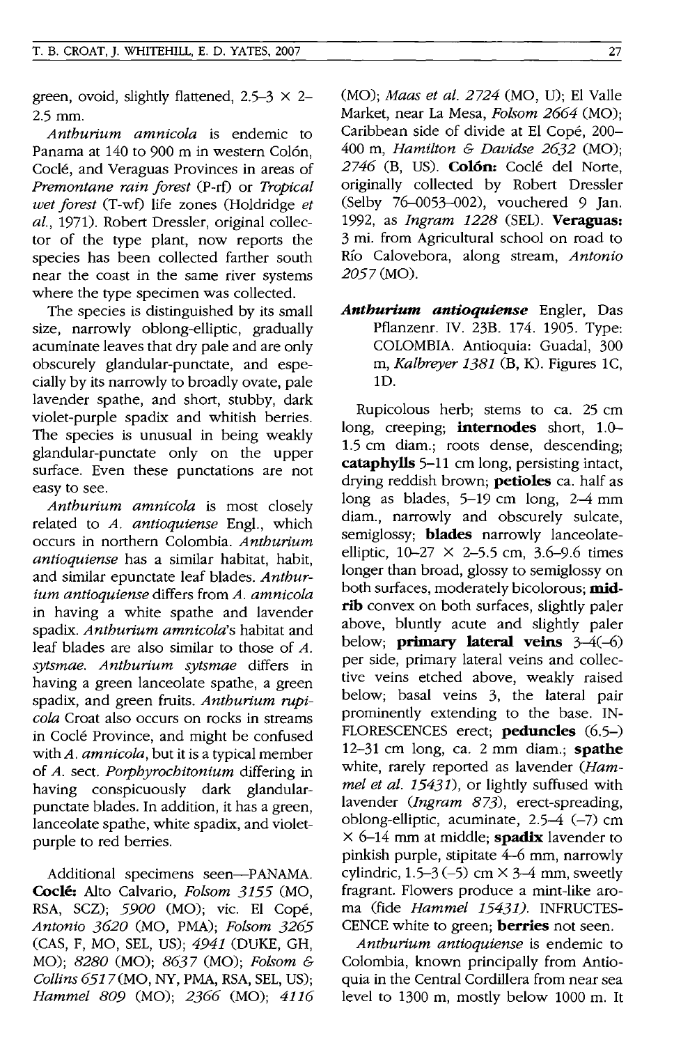green, ovoid, slightly flattened, 2.5–3 × 2–2.5 mm.

*Anthurium amnicola* is endemic to Panama at 140 to 900 m in western Colón, Coclé, and Veraguas Provinces in areas of *Premontane rain forest* (P-rf) or *Tropical wet forest* (T-wf) life zones (Holdridge *et al.*, 1971). Robert Dressler, original collector of the type plant, now reports the species has been collected farther south near the coast in the same river systems where the type specimen was collected.

The species is distinguished by its small size, narrowly oblong-elliptic, gradually acuminate leaves that dry pale and are only obscurely glandular-punctate, and especially by its narrowly to broadly ovate, pale lavender spathe, and short, stubby, dark violet-purple spadix and whitish berries. The species is unusual in being weakly glandular-punctate only on the upper surface. Even these punctations are not easy to see.

*Anthurium amnicola* is most closely related to *A. antioquiense* Engl., which occurs in northern Colombia. *Anthurium antioquiense* has a similar habitat, habit, and similar epunctate leaf blades. *Anthurium antioquiense* differs from *A. amnicola* in having a white spathe and lavender spadix. *Anthurium amnicola*'s habitat and leaf blades are also similar to those of *A. sytsmae*. *Anthurium sytsmae* differs in having a green lanceolate spathe, a green spadix, and green fruits. *Anthurium rupicola* Croat also occurs on rocks in streams in Coclé Province, and might be confused with *A. amnicola*, but it is a typical member of *A.* sect. *Porphyrochitonium* differing in having conspicuously dark glandular-punctate blades. In addition, it has a green, lanceolate spathe, white spadix, and violet-purple to red berries.

Additional specimens seen—PANAMA. **Coclé:** Alto Calvario, *Folsom 3155* (MO, RSA, SCZ); *5900* (MO); vic. El Copé, *Antonio 3620* (MO, PMA); *Folsom 3265* (CAS, F, MO, SEL, US); *4941* (DUKE, GH, MO); *8280* (MO); *8637* (MO); *Folsom & Collins 6517* (MO, NY, PMA, RSA, SEL, US); *Hammel 809* (MO); *2366* (MO); *4116* (MO); *Maas et al. 2724* (MO, U); El Valle Market, near La Mesa, *Folsom 2664* (MO); Caribbean side of divide at El Copé, 200–400 m, *Hamilton & Davidse 2632* (MO); *2746* (B, US). **Colón:** Coclé del Norte, originally collected by Robert Dressler (Selby 76–0053–002), vouchered 9 Jan. 1992, as *Ingram 1228* (SEL). **Veraguas:** 3 mi. from Agricultural school on road to Río Calovebora, along stream, *Antonio 2057* (MO).

***Anthurium antioquiense*** Engler, Das Pflanzenr. IV. 23B. 174. 1905. Type: COLOMBIA. Antioquia: Guadal, 300 m, *Kalbreyer 1381* (B, K). Figures 1C, 1D.

Rupicolous herb; stems to ca. 25 cm long, creeping; **internodes** short, 1.0–1.5 cm diam.; roots dense, descending; **cataphylls** 5–11 cm long, persisting intact, drying reddish brown; **petioles** ca. half as long as blades, 5–19 cm long, 2–4 mm diam., narrowly and obscurely sulcate, semiglossy; **blades** narrowly lanceolate-elliptic, 10–27 × 2–5.5 cm, 3.6–9.6 times longer than broad, glossy to semiglossy on both surfaces, moderately bicolorous; **midrib** convex on both surfaces, slightly paler above, bluntly acute and slightly paler below; **primary lateral veins** 3–4(–6) per side, primary lateral veins and collective veins etched above, weakly raised below; basal veins 3, the lateral pair prominently extending to the base. INFLORESCENCES erect; **peduncles** (6.5–) 12–31 cm long, ca. 2 mm diam.; **spathe** white, rarely reported as lavender (*Hammel et al. 15431*), or lightly suffused with lavender (*Ingram 873*), erect-spreading, oblong-elliptic, acuminate, 2.5–4 (–7) cm × 6–14 mm at middle; **spadix** lavender to pinkish purple, stipitate 4–6 mm, narrowly cylindric, 1.5–3 (–5) cm × 3–4 mm, sweetly fragrant. Flowers produce a mint-like aroma (fide *Hammel 15431*). INFRUCTESCENCE white to green; **berries** not seen.

*Anthurium antioquiense* is endemic to Colombia, known principally from Antioquia in the Central Cordillera from near sea level to 1300 m, mostly below 1000 m. It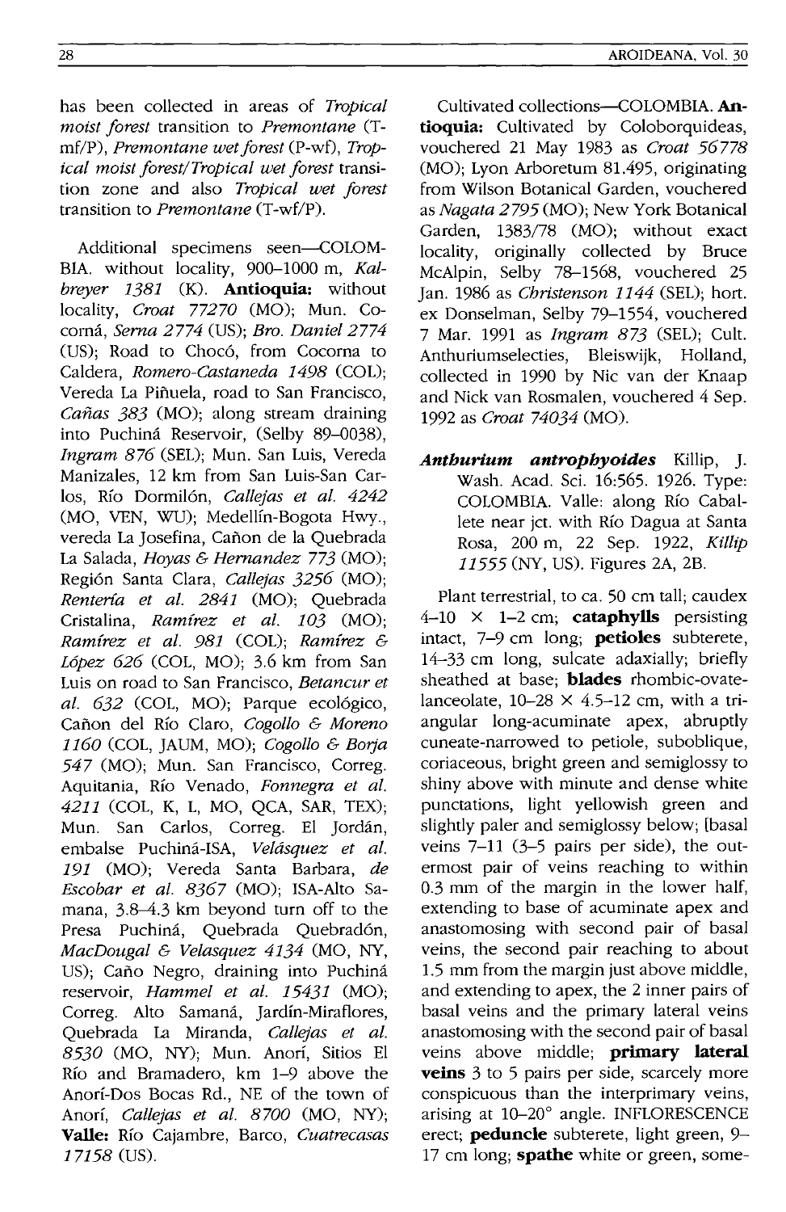has been collected in areas of *Tropical moist forest* transition to *Premontane* (T-mf/P), *Premontane wet forest* (P-wf), *Tropical moist forest/Tropical wet forest* transition zone and also *Tropical wet forest* transition to *Premontane* (T-wf/P).

Additional specimens seen—COLOMBIA. without locality, 900–1000 m, *Kalbreyer 1381* (K). **Antioquia:** without locality, *Croat 77270* (MO); Mun. Cocorná, *Serna 2774* (US); *Bro. Daniel 2774* (US); Road to Chocó, from Cocorna to Caldera, *Romero-Castaneda 1498* (COL); Vereda La Piñuela, road to San Francisco, *Cañas 383* (MO); along stream draining into Puchiná Reservoir, (Selby 89–0038), *Ingram 876* (SEL); Mun. San Luis, Vereda Manizales, 12 km from San Luis-San Carlos, Río Dormilón, *Callejas et al. 4242* (MO, VEN, WU); Medellín-Bogota Hwy., vereda La Josefina, Cañon de la Quebrada La Salada, *Hoyas & Hernandez 773* (MO); Región Santa Clara, *Callejas 3256* (MO); *Rentería et al. 2841* (MO); Quebrada Cristalina, *Ramírez et al. 103* (MO); *Ramírez et al. 981* (COL); *Ramírez & López 626* (COL, MO); 3.6 km from San Luis on road to San Francisco, *Betancur et al. 632* (COL, MO); Parque ecológico, Cañon del Río Claro, *Cogollo & Moreno 1160* (COL, JAUM, MO); *Cogollo & Borja 547* (MO); Mun. San Francisco, Correg. Aquitania, Río Venado, *Fonnegra et al. 4211* (COL, K, L, MO, QCA, SAR, TEX); Mun. San Carlos, Correg. El Jordán, embalse Puchiná-ISA, *Velásquez et al. 191* (MO); Vereda Santa Barbara, *de Escobar et al. 8367* (MO); ISA-Alto Samana, 3.8–4.3 km beyond turn off to the Presa Puchiná, Quebrada Quebradón, *MacDougal & Velasquez 4134* (MO, NY, US); Caño Negro, draining into Puchiná reservoir, *Hammel et al. 15431* (MO); Correg. Alto Samaná, Jardín-Miraflores, Quebrada La Miranda, *Callejas et al. 8530* (MO, NY); Mun. Anorí, Sitios El Río and Bramadero, km 1–9 above the Anorí-Dos Bocas Rd., NE of the town of Anorí, *Callejas et al. 8700* (MO, NY); **Valle:** Río Cajambre, Barco, *Cuatrecasas 17158* (US).

Cultivated collections—COLOMBIA. **Antioquia:** Cultivated by Coloborquideas, vouchered 21 May 1983 as *Croat 56778* (MO); Lyon Arboretum 81.495, originating from Wilson Botanical Garden, vouchered as *Nagata 2795* (MO); New York Botanical Garden, 1383/78 (MO); without exact locality, originally collected by Bruce McAlpin, Selby 78–1568, vouchered 25 Jan. 1986 as *Christenson 1144* (SEL); hort. ex Donselman, Selby 79–1554, vouchered 7 Mar. 1991 as *Ingram 873* (SEL); Cult. Anthuriumselecties, Bleiswijk, Holland, collected in 1990 by Nic van der Knaap and Nick van Rosmalen, vouchered 4 Sep. 1992 as *Croat 74034* (MO).

***Anthurium antrophyoides*** Killip, J. Wash. Acad. Sci. 16:565. 1926. Type: COLOMBIA. Valle: along Río Caballete near jct. with Río Dagua at Santa Rosa, 200 m, 22 Sep. 1922, *Killip 11555* (NY, US). Figures 2A, 2B.

Plant terrestrial, to ca. 50 cm tall; caudex 4–10 × 1–2 cm; **cataphylls** persisting intact, 7–9 cm long; **petioles** subterete, 14–33 cm long, sulcate adaxially; briefly sheathed at base; **blades** rhombic-ovate-lanceolate, 10–28 × 4.5–12 cm, with a triangular long-acuminate apex, abruptly cuneate-narrowed to petiole, suboblique, coriaceous, bright green and semiglossy to shiny above with minute and dense white punctations, light yellowish green and slightly paler and semiglossy below; [basal veins 7–11 (3–5 pairs per side), the outermost pair of veins reaching to within 0.3 mm of the margin in the lower half, extending to base of acuminate apex and anastomosing with second pair of basal veins, the second pair reaching to about 1.5 mm from the margin just above middle, and extending to apex, the 2 inner pairs of basal veins and the primary lateral veins anastomosing with the second pair of basal veins above middle; **primary lateral veins** 3 to 5 pairs per side, scarcely more conspicuous than the interprimary veins, arising at 10–20° angle. INFLORESCENCE erect; **peduncle** subterete, light green, 9–17 cm long; **spathe** white or green, some-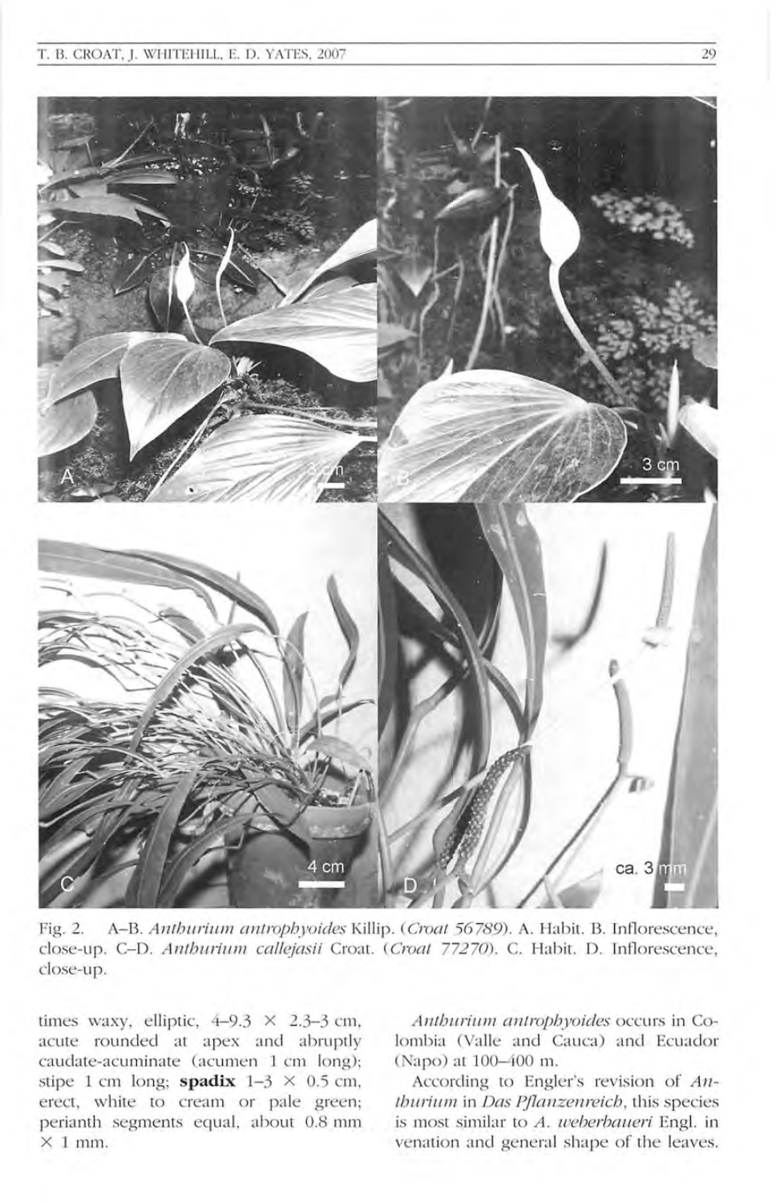Fig. 2. A–B. *Anthurium antrophyoides* Killip. (*Croat 56789*). A. Habit. B. Inflorescence, close-up. C–D. *Anthurium callejasii* Croat. (*Croat 77270*). C. Habit. D. Inflorescence, close-up.

times waxy, elliptic, 4–9.3 × 2.3–3 cm, acute rounded at apex and abruptly caudate-acuminate (acumen 1 cm long); stipe 1 cm long; **spadix** 1–3 × 0.5 cm, erect, white to cream or pale green; perianth segments equal, about 0.8 mm × 1 mm.

*Anthurium antrophyoides* occurs in Colombia (Valle and Cauca) and Ecuador (Napo) at 100–400 m.

According to Engler's revision of *Anthurium* in *Das Pflanzenreich*, this species is most similar to *A. weberbaueri* Engl. in venation and general shape of the leaves.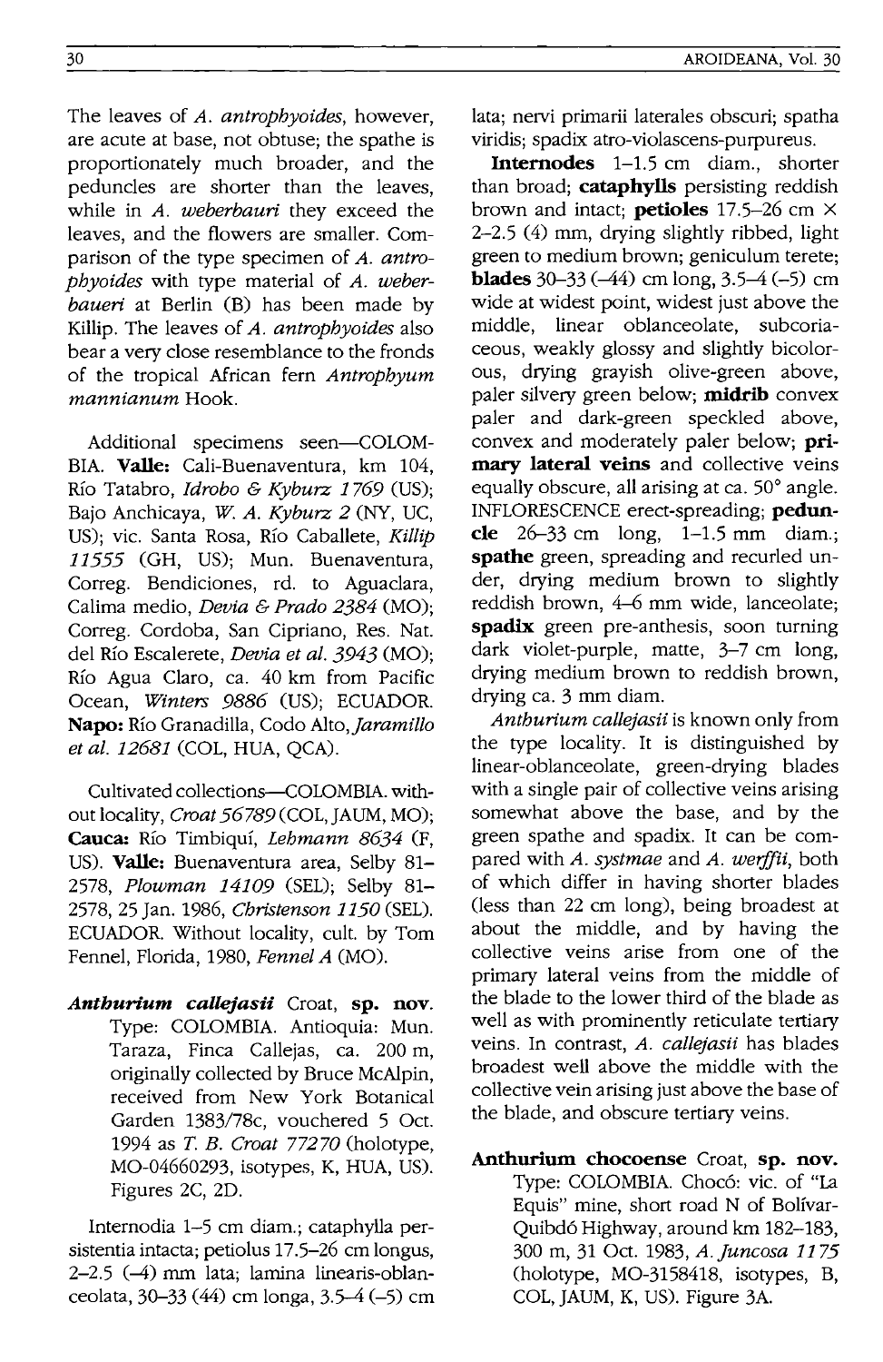The leaves of *A. antrophyoides*, however, are acute at base, not obtuse; the spathe is proportionately much broader, and the peduncles are shorter than the leaves, while in *A. weberbauri* they exceed the leaves, and the flowers are smaller. Comparison of the type specimen of *A. antrophyoides* with type material of *A. weberbaueri* at Berlin (B) has been made by Killip. The leaves of *A. antrophyoides* also bear a very close resemblance to the fronds of the tropical African fern *Antrophyum mannianum* Hook.

Additional specimens seen—COLOMBIA. **Valle:** Cali-Buenaventura, km 104, Río Tatabro, *Idrobo & Kyburz 1769* (US); Bajo Anchicaya, *W. A. Kyburz 2* (NY, UC, US); vic. Santa Rosa, Río Caballete, *Killip 11555* (GH, US); Mun. Buenaventura, Correg. Bendiciones, rd. to Aguaclara, Calima medio, *Devia & Prado 2384* (MO); Correg. Cordoba, San Cipriano, Res. Nat. del Río Escalerete, *Devia et al. 3943* (MO); Río Agua Claro, ca. 40 km from Pacific Ocean, *Winters 9886* (US); ECUADOR. **Napo:** Río Granadilla, Codo Alto, *Jaramillo et al. 12681* (COL, HUA, QCA).

Cultivated collections—COLOMBIA. without locality, *Croat 56789* (COL, JAUM, MO); **Cauca:** Río Timbiquí, *Lehmann 8634* (F, US). **Valle:** Buenaventura area, Selby 81-2578, *Plowman 14109* (SEL); Selby 81-2578, 25 Jan. 1986, *Christenson 1150* (SEL). ECUADOR. Without locality, cult. by Tom Fennel, Florida, 1980, *Fennel A* (MO).

***Anthurium callejasii*** Croat, **sp. nov.** Type: COLOMBIA. Antioquia: Mun. Taraza, Finca Callejas, ca. 200 m, originally collected by Bruce McAlpin, received from New York Botanical Garden 1383/78c, vouchered 5 Oct. 1994 as *T. B. Croat 77270* (holotype, MO-04660293, isotypes, K, HUA, US). Figures 2C, 2D.

Internodia 1–5 cm diam.; cataphylla persistentia intacta; petiolus 17.5–26 cm longus, 2–2.5 (–4) mm lata; lamina linearis-oblanceolata, 30–33 (44) cm longa, 3.5–4 (–5) cm lata; nervi primarii laterales obscuri; spatha viridis; spadix atro-violascens-purpureus.

**Internodes** 1–1.5 cm diam., shorter than broad; **cataphylls** persisting reddish brown and intact; **petioles** 17.5–26 cm × 2–2.5 (4) mm, drying slightly ribbed, light green to medium brown; geniculum terete; **blades** 30–33 (–44) cm long, 3.5–4 (–5) cm wide at widest point, widest just above the middle, linear oblanceolate, subcoriaceous, weakly glossy and slightly bicolorous, drying grayish olive-green above, paler silvery green below; **midrib** convex paler and dark-green speckled above, convex and moderately paler below; **primary lateral veins** and collective veins equally obscure, all arising at ca. 50° angle. INFLORESCENCE erect-spreading; **peduncle** 26–33 cm long, 1–1.5 mm diam.; **spathe** green, spreading and recurled under, drying medium brown to slightly reddish brown, 4–6 mm wide, lanceolate; **spadix** green pre-anthesis, soon turning dark violet-purple, matte, 3–7 cm long, drying medium brown to reddish brown, drying ca. 3 mm diam.

*Anthurium callejasii* is known only from the type locality. It is distinguished by linear-oblanceolate, green-drying blades with a single pair of collective veins arising somewhat above the base, and by the green spathe and spadix. It can be compared with *A. systmae* and *A. werffii*, both of which differ in having shorter blades (less than 22 cm long), being broadest at about the middle, and by having the collective veins arise from one of the primary lateral veins from the middle of the blade to the lower third of the blade as well as with prominently reticulate tertiary veins. In contrast, *A. callejasii* has blades broadest well above the middle with the collective vein arising just above the base of the blade, and obscure tertiary veins.

**Anthurium chocoense** Croat, **sp. nov.** Type: COLOMBIA. Chocó: vic. of "La Equis" mine, short road N of Bolívar-Quibdó Highway, around km 182–183, 300 m, 31 Oct. 1983, *A. Juncosa 1175* (holotype, MO-3158418, isotypes, B, COL, JAUM, K, US). Figure 3A.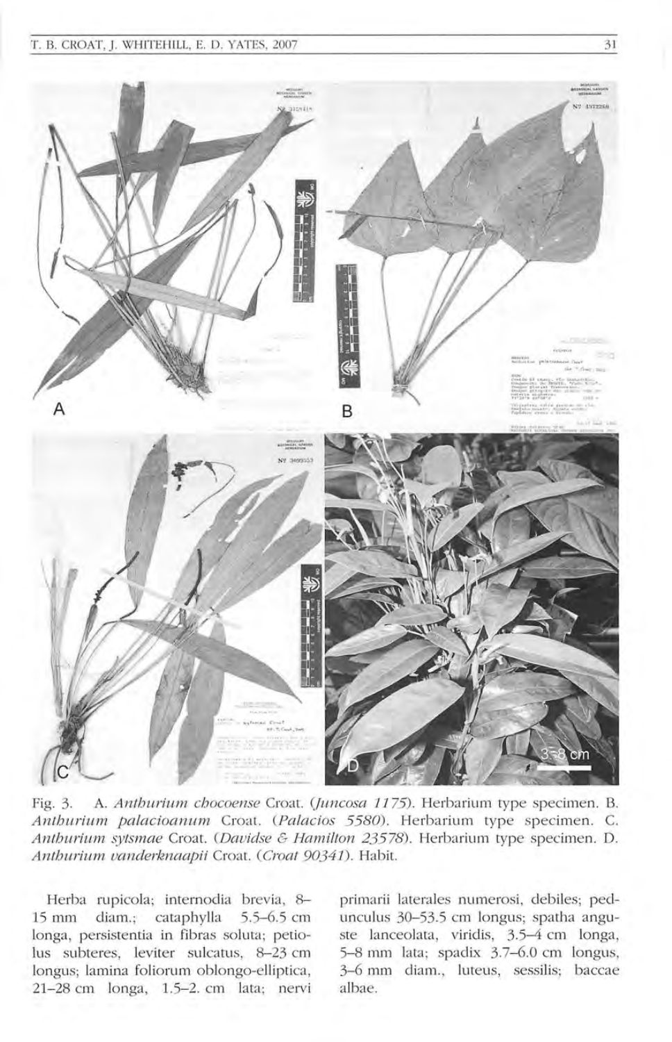Fig. 3. A. *Anthurium chocoense* Croat. (*Juncosa 1175*). Herbarium type specimen. B. *Anthurium palacioanum* Croat. (*Palacios 5580*). Herbarium type specimen. C. *Anthurium sytsmae* Croat. (*Davidse & Hamilton 23578*). Herbarium type specimen. D. *Anthurium vanderknaapii* Croat. (*Croat 90341*). Habit.

Herba rupicola; internodia brevia, 8–15 mm diam.; cataphylla 5.5–6.5 cm longa, persistentia in fibras soluta; petiolus subteres, leviter sulcatus, 8–23 cm longus; lamina foliorum oblongo-elliptica, 21–28 cm longa, 1.5–2. cm lata; nervi primarii laterales numerosi, debiles; pedunculus 30–53.5 cm longus; spatha anguste lanceolata, viridis, 3.5–4 cm longa, 5–8 mm lata; spadix 3.7–6.0 cm longus, 3–6 mm diam., luteus, sessilis; baccae albae.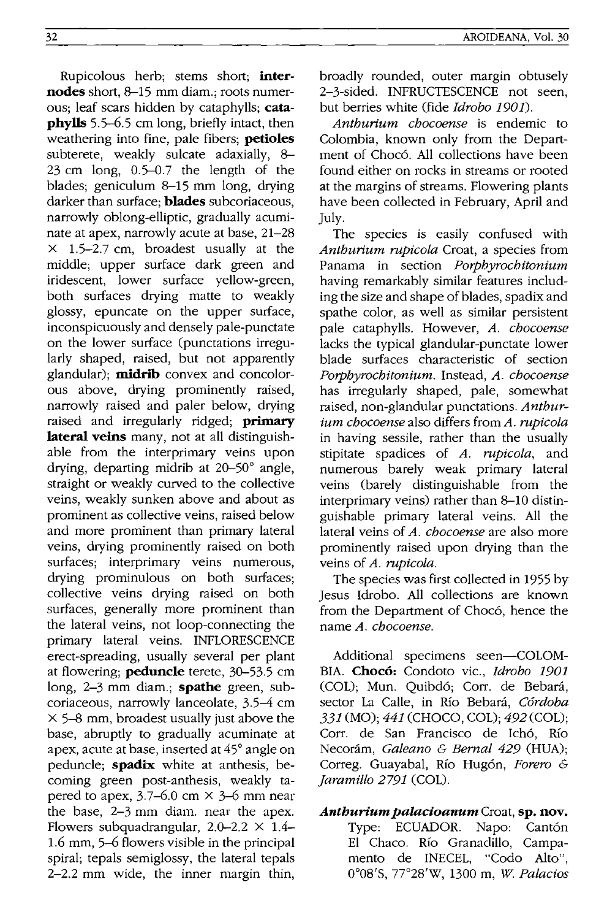Rupicolous herb; stems short; **internodes** short, 8–15 mm diam.; roots numerous; leaf scars hidden by cataphylls; **cataphylls** 5.5–6.5 cm long, briefly intact, then weathering into fine, pale fibers; **petioles** subterete, weakly sulcate adaxially, 8–23 cm long, 0.5–0.7 the length of the blades; geniculum 8–15 mm long, drying darker than surface; **blades** subcoriaceous, narrowly oblong-elliptic, gradually acuminate at apex, narrowly acute at base, 21–28 × 1.5–2.7 cm, broadest usually at the middle; upper surface dark green and iridescent, lower surface yellow-green, both surfaces drying matte to weakly glossy, epuncate on the upper surface, inconspicuously and densely pale-punctate on the lower surface (punctations irregularly shaped, raised, but not apparently glandular); **midrib** convex and concolorous above, drying prominently raised, narrowly raised and paler below, drying raised and irregularly ridged; **primary lateral veins** many, not at all distinguishable from the interprimary veins upon drying, departing midrib at 20–50° angle, straight or weakly curved to the collective veins, weakly sunken above and about as prominent as collective veins, raised below and more prominent than primary lateral veins, drying prominently raised on both surfaces; interprimary veins numerous, drying prominulous on both surfaces; collective veins drying raised on both surfaces, generally more prominent than the lateral veins, not loop-connecting the primary lateral veins. INFLORESCENCE erect-spreading, usually several per plant at flowering; **peduncle** terete, 30–53.5 cm long, 2–3 mm diam.; **spathe** green, subcoriaceous, narrowly lanceolate, 3.5–4 cm × 5–8 mm, broadest usually just above the base, abruptly to gradually acuminate at apex, acute at base, inserted at 45° angle on peduncle; **spadix** white at anthesis, becoming green post-anthesis, weakly tapered to apex, 3.7–6.0 cm × 3–6 mm near the base, 2–3 mm diam. near the apex. Flowers subquadrangular, 2.0–2.2 × 1.4–1.6 mm, 5–6 flowers visible in the principal spiral; tepals semiglossy, the lateral tepals 2–2.2 mm wide, the inner margin thin, broadly rounded, outer margin obtusely 2–3-sided. INFRUCTESCENCE not seen, but berries white (fide *Idrobo 1901*).

*Anthurium chocoense* is endemic to Colombia, known only from the Department of Chocó. All collections have been found either on rocks in streams or rooted at the margins of streams. Flowering plants have been collected in February, April and July.

The species is easily confused with *Anthurium rupicola* Croat, a species from Panama in section *Porphyrochitonium* having remarkably similar features including the size and shape of blades, spadix and spathe color, as well as similar persistent pale cataphylls. However, *A. chocoense* lacks the typical glandular-punctate lower blade surfaces characteristic of section *Porphyrochitonium*. Instead, *A. chocoense* has irregularly shaped, pale, somewhat raised, non-glandular punctations. *Anthurium chocoense* also differs from *A. rupicola* in having sessile, rather than the usually stipitate spadices of *A. rupicola*, and numerous barely weak primary lateral veins (barely distinguishable from the interprimary veins) rather than 8–10 distinguishable primary lateral veins. All the lateral veins of *A. chocoense* are also more prominently raised upon drying than the veins of *A. rupicola*.

The species was first collected in 1955 by Jesus Idrobo. All collections are known from the Department of Chocó, hence the name *A. chocoense*.

Additional specimens seen—COLOMBIA. **Chocó:** Condoto vic., *Idrobo 1901* (COL); Mun. Quibdó; Corr. de Bebará, sector La Calle, in Río Bebará, *Córdoba 331* (MO); *441* (CHOCO, COL); *492* (COL); Corr. de San Francisco de Ichó, Río Necorám, *Galeano & Bernal 429* (HUA); Correg. Guayabal, Río Hugón, *Forero & Jaramillo 2791* (COL).

***Anthurium palacioanum*** Croat, **sp. nov.** Type: ECUADOR. Napo: Cantón El Chaco. Río Granadillo, Campamento de INECEL, "Codo Alto", 0°08'S, 77°28'W, 1300 m, *W. Palacios*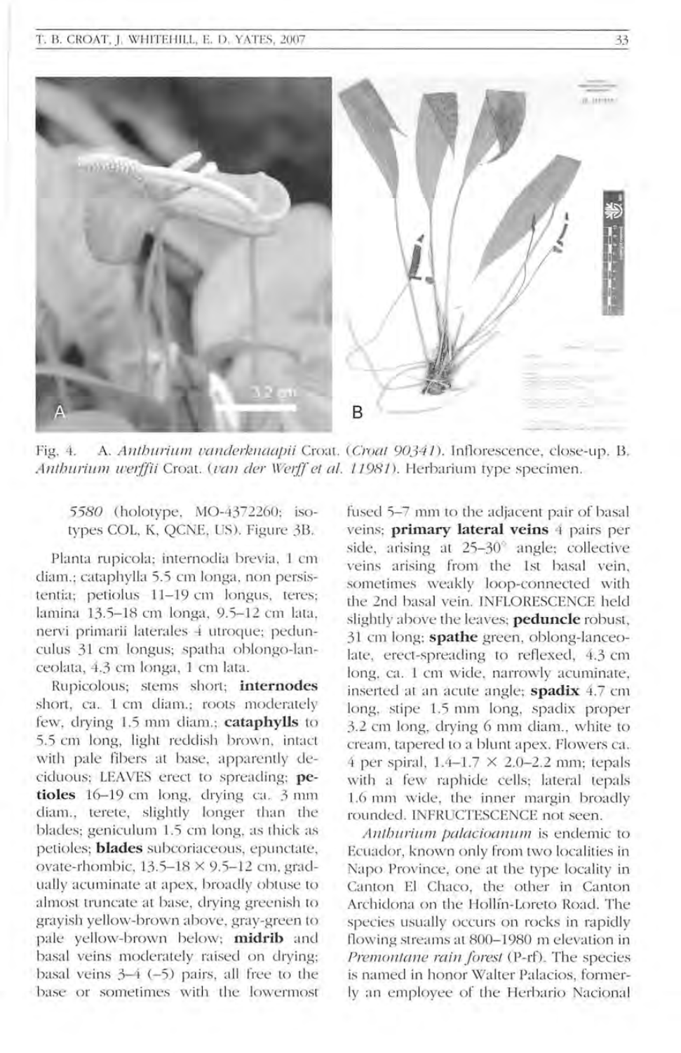Fig. 4. A. *Anthurium vanderknaapii* Croat. (*Croat 90341*). Inflorescence, close-up. B. *Anthurium werffii* Croat. (*van der Werff et al. 11981*). Herbarium type specimen.

*5580* (holotype, MO-4372260; isotypes COL, K, QCNE, US). Figure 3B.

Planta rupicola; internodia brevia, 1 cm diam.; cataphylla 5.5 cm longa, non persistentia; petiolus 11–19 cm longus, teres; lamina 13.5–18 cm longa, 9.5–12 cm lata, nervi primarii laterales 4 utroque; pedunculus 31 cm longus; spatha oblongo-lanceolata, 4.3 cm longa, 1 cm lata.

Rupicolous; stems short; **internodes** short, ca. 1 cm diam.; roots moderately few, drying 1.5 mm diam.; **cataphylls** to 5.5 cm long, light reddish brown, intact with pale fibers at base, apparently deciduous; LEAVES erect to spreading; **petioles** 16–19 cm long, drying ca. 3 mm diam., terete, slightly longer than the blades; geniculum 1.5 cm long, as thick as petioles; **blades** subcoriaceous, epunctate, ovate-rhombic, 13.5–18 × 9.5–12 cm, gradually acuminate at apex, broadly obtuse to almost truncate at base, drying greenish to grayish yellow-brown above, gray-green to pale yellow-brown below; **midrib** and basal veins moderately raised on drying; basal veins 3–4 (–5) pairs, all free to the base or sometimes with the lowermost fused 5–7 mm to the adjacent pair of basal veins; **primary lateral veins** 4 pairs per side, arising at 25–30° angle; collective veins arising from the 1st basal vein, sometimes weakly loop-connected with the 2nd basal vein. INFLORESCENCE held slightly above the leaves; **peduncle** robust, 31 cm long; **spathe** green, oblong-lanceolate, erect-spreading to reflexed, 4.3 cm long, ca. 1 cm wide, narrowly acuminate, inserted at an acute angle; **spadix** 4.7 cm long, stipe 1.5 mm long, spadix proper 3.2 cm long, drying 6 mm diam., white to cream, tapered to a blunt apex. Flowers ca. 4 per spiral, 1.4–1.7 × 2.0–2.2 mm; tepals with a few raphide cells; lateral tepals 1.6 mm wide, the inner margin broadly rounded. INFRUCTESCENCE not seen.

*Anthurium palacioanum* is endemic to Ecuador, known only from two localities in Napo Province, one at the type locality in Canton El Chaco, the other in Canton Archidona on the Hollín-Loreto Road. The species usually occurs on rocks in rapidly flowing streams at 800–1980 m elevation in *Premontane rain forest* (P-rf). The species is named in honor Walter Palacios, formerly an employee of the Herbario Nacional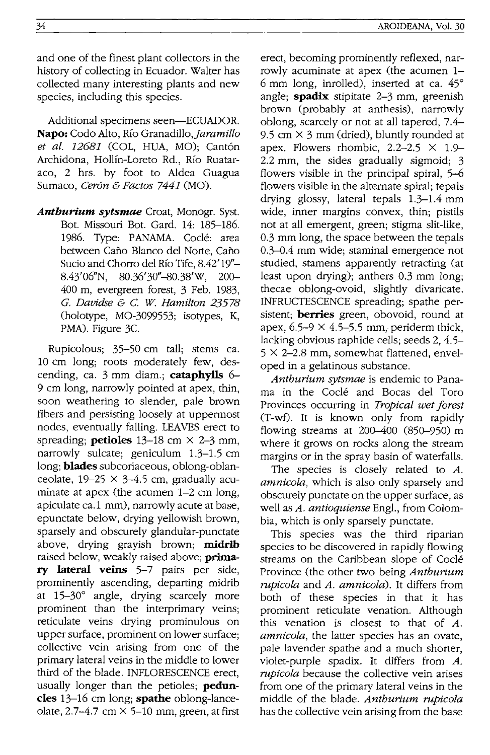and one of the finest plant collectors in the history of collecting in Ecuador. Walter has collected many interesting plants and new species, including this species.

Additional specimens seen—ECUADOR. **Napo:** Codo Alto, Río Granadillo, *Jaramillo et al. 12681* (COL, HUA, MO); Cantón Archidona, Hollín-Loreto Rd., Río Ruataraco, 2 hrs. by foot to Aldea Guagua Sumaco, *Cerón & Factos 7441* (MO).

***Anthurium sytsmae*** Croat, Monogr. Syst. Bot. Missouri Bot. Gard. 14: 185–186. 1986. Type: PANAMA. Coclé: area between Caño Blanco del Norte, Caño Sucio and Chorro del Río Tife, 8.42′19″–8.43′06″N, 80.36′30″–80.38′W, 200–400 m, evergreen forest, 3 Feb. 1983, *G. Davidse & C. W. Hamilton 23578* (holotype, MO-3099553; isotypes, K, PMA). Figure 3C.

Rupicolous; 35–50 cm tall; stems ca. 10 cm long; roots moderately few, descending, ca. 3 mm diam.; **cataphylls** 6–9 cm long, narrowly pointed at apex, thin, soon weathering to slender, pale brown fibers and persisting loosely at uppermost nodes, eventually falling. LEAVES erect to spreading; **petioles** 13–18 cm × 2–3 mm, narrowly sulcate; geniculum 1.3–1.5 cm long; **blades** subcoriaceous, oblong-oblanceolate, 19–25 × 3–4.5 cm, gradually acuminate at apex (the acumen 1–2 cm long, apiculate ca.1 mm), narrowly acute at base, epunctate below, drying yellowish brown, sparsely and obscurely glandular-punctate above, drying grayish brown; **midrib** raised below, weakly raised above; **primary lateral veins** 5–7 pairs per side, prominently ascending, departing midrib at 15–30° angle, drying scarcely more prominent than the interprimary veins; reticulate veins drying prominulous on upper surface, prominent on lower surface; collective vein arising from one of the primary lateral veins in the middle to lower third of the blade. INFLORESCENCE erect, usually longer than the petioles; **peduncles** 13–16 cm long; **spathe** oblong-lanceolate, 2.7–4.7 cm × 5–10 mm, green, at first erect, becoming prominently reflexed, narrowly acuminate at apex (the acumen 1–6 mm long, inrolled), inserted at ca. 45° angle; **spadix** stipitate 2–3 mm, greenish brown (probably at anthesis), narrowly oblong, scarcely or not at all tapered, 7.4–9.5 cm × 3 mm (dried), bluntly rounded at apex. Flowers rhombic, 2.2–2.5 × 1.9–2.2 mm, the sides gradually sigmoid; 3 flowers visible in the principal spiral, 5–6 flowers visible in the alternate spiral; tepals drying glossy, lateral tepals 1.3–1.4 mm wide, inner margins convex, thin; pistils not at all emergent, green; stigma slit-like, 0.3 mm long, the space between the tepals 0.3–0.4 mm wide; staminal emergence not studied, stamens apparently retracting (at least upon drying); anthers 0.3 mm long; thecae oblong-ovoid, slightly divaricate. INFRUCTESCENCE spreading; spathe persistent; **berries** green, obovoid, round at apex, 6.5–9 × 4.5–5.5 mm, periderm thick, lacking obvious raphide cells; seeds 2, 4.5–5 × 2–2.8 mm, somewhat flattened, enveloped in a gelatinous substance.

*Anthurium sytsmae* is endemic to Panama in the Coclé and Bocas del Toro Provinces occurring in *Tropical wet forest* (T-wf). It is known only from rapidly flowing streams at 200–400 (850–950) m where it grows on rocks along the stream margins or in the spray basin of waterfalls.

The species is closely related to *A. amnicola*, which is also only sparsely and obscurely punctate on the upper surface, as well as *A. antioquiense* Engl., from Colombia, which is only sparsely punctate.

This species was the third riparian species to be discovered in rapidly flowing streams on the Caribbean slope of Coclé Province (the other two being *Anthurium rupicola* and *A. amnicola*). It differs from both of these species in that it has prominent reticulate venation. Although this venation is closest to that of *A. amnicola*, the latter species has an ovate, pale lavender spathe and a much shorter, violet-purple spadix. It differs from *A. rupicola* because the collective vein arises from one of the primary lateral veins in the middle of the blade. *Anthurium rupicola* has the collective vein arising from the base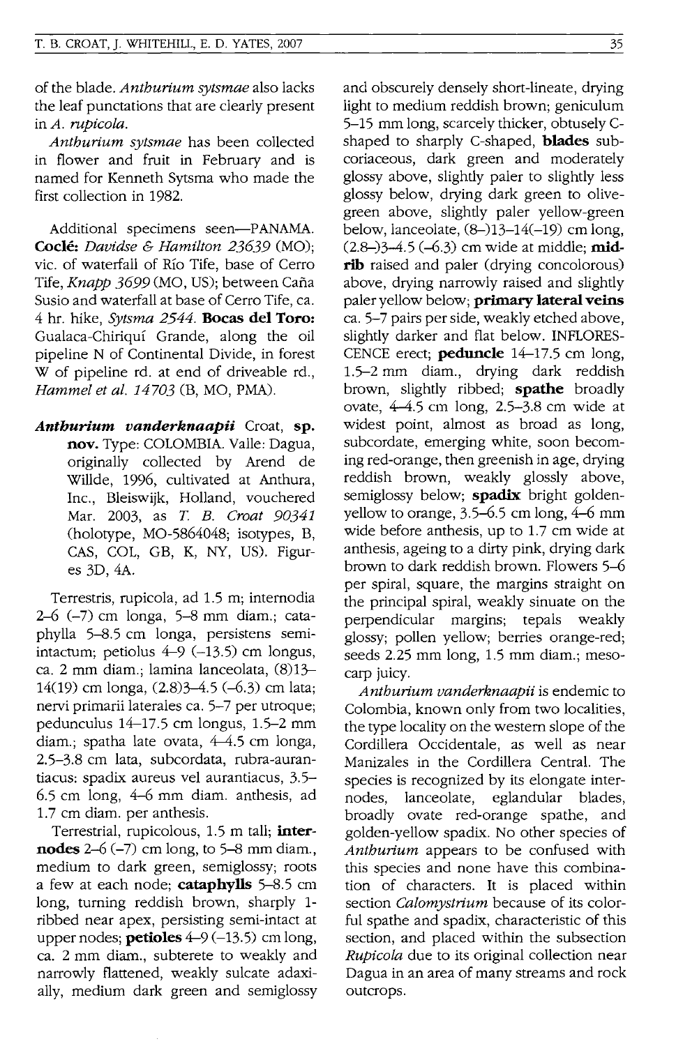of the blade. *Anthurium sytsmae* also lacks the leaf punctations that are clearly present in *A. rupicola*.

*Anthurium sytsmae* has been collected in flower and fruit in February and is named for Kenneth Sytsma who made the first collection in 1982.

Additional specimens seen—PANAMA. **Coclé:** *Davidse & Hamilton 23639* (MO); vic. of waterfall of Río Tife, base of Cerro Tife, *Knapp 3699* (MO, US); between Caña Susio and waterfall at base of Cerro Tife, ca. 4 hr. hike, *Sytsma 2544*. **Bocas del Toro:** Gualaca-Chiriquí Grande, along the oil pipeline N of Continental Divide, in forest W of pipeline rd. at end of driveable rd., *Hammel et al. 14703* (B, MO, PMA).

***Anthurium vanderknaapii*** Croat, **sp. nov.** Type: COLOMBIA. Valle: Dagua, originally collected by Arend de Willde, 1996, cultivated at Anthura, Inc., Bleiswijk, Holland, vouchered Mar. 2003, as *T. B. Croat 90341* (holotype, MO-5864048; isotypes, B, CAS, COL, GB, K, NY, US). Figures 3D, 4A.

Terrestris, rupicola, ad 1.5 m; internodia 2–6 (–7) cm longa, 5–8 mm diam.; cataphylla 5–8.5 cm longa, persistens semi-intactum; petiolus 4–9 (–13.5) cm longus, ca. 2 mm diam.; lamina lanceolata, (8)13–14(19) cm longa, (2.8)3–4.5 (–6.3) cm lata; nervi primarii laterales ca. 5–7 per utroque; pedunculus 14–17.5 cm longus, 1.5–2 mm diam.; spatha late ovata, 4–4.5 cm longa, 2.5–3.8 cm lata, subcordata, rubra-aurantiacus: spadix aureus vel aurantiacus, 3.5–6.5 cm long, 4–6 mm diam. anthesis, ad 1.7 cm diam. per anthesis.

Terrestrial, rupicolous, 1.5 m tall; **internodes** 2–6 (–7) cm long, to 5–8 mm diam., medium to dark green, semiglossy; roots a few at each node; **cataphylls** 5–8.5 cm long, turning reddish brown, sharply 1-ribbed near apex, persisting semi-intact at upper nodes; **petioles** 4–9 (–13.5) cm long, ca. 2 mm diam., subterete to weakly and narrowly flattened, weakly sulcate adaxially, medium dark green and semiglossy and obscurely densely short-lineate, drying light to medium reddish brown; geniculum 5–15 mm long, scarcely thicker, obtusely C-shaped to sharply C-shaped, **blades** subcoriaceous, dark green and moderately glossy above, slightly paler to slightly less glossy below, drying dark green to olive-green above, slightly paler yellow-green below, lanceolate, (8–)13–14(–19) cm long, (2.8–)3–4.5 (–6.3) cm wide at middle; **midrib** raised and paler (drying concolorous) above, drying narrowly raised and slightly paler yellow below; **primary lateral veins** ca. 5–7 pairs per side, weakly etched above, slightly darker and flat below. INFLORESCENCE erect; **peduncle** 14–17.5 cm long, 1.5–2 mm diam., drying dark reddish brown, slightly ribbed; **spathe** broadly ovate, 4–4.5 cm long, 2.5–3.8 cm wide at widest point, almost as broad as long, subcordate, emerging white, soon becoming red-orange, then greenish in age, drying reddish brown, weakly glossy above, semiglossy below; **spadix** bright golden-yellow to orange, 3.5–6.5 cm long, 4–6 mm wide before anthesis, up to 1.7 cm wide at anthesis, ageing to a dirty pink, drying dark brown to dark reddish brown. Flowers 5–6 per spiral, square, the margins straight on the principal spiral, weakly sinuate on the perpendicular margins; tepals weakly glossy; pollen yellow; berries orange-red; seeds 2.25 mm long, 1.5 mm diam.; mesocarp juicy.

*Anthurium vanderknaapii* is endemic to Colombia, known only from two localities, the type locality on the western slope of the Cordillera Occidentale, as well as near Manizales in the Cordillera Central. The species is recognized by its elongate internodes, lanceolate, eglandular blades, broadly ovate red-orange spathe, and golden-yellow spadix. No other species of *Anthurium* appears to be confused with this species and none have this combination of characters. It is placed within section *Calomystrium* because of its colorful spathe and spadix, characteristic of this section, and placed within the subsection *Rupicola* due to its original collection near Dagua in an area of many streams and rock outcrops.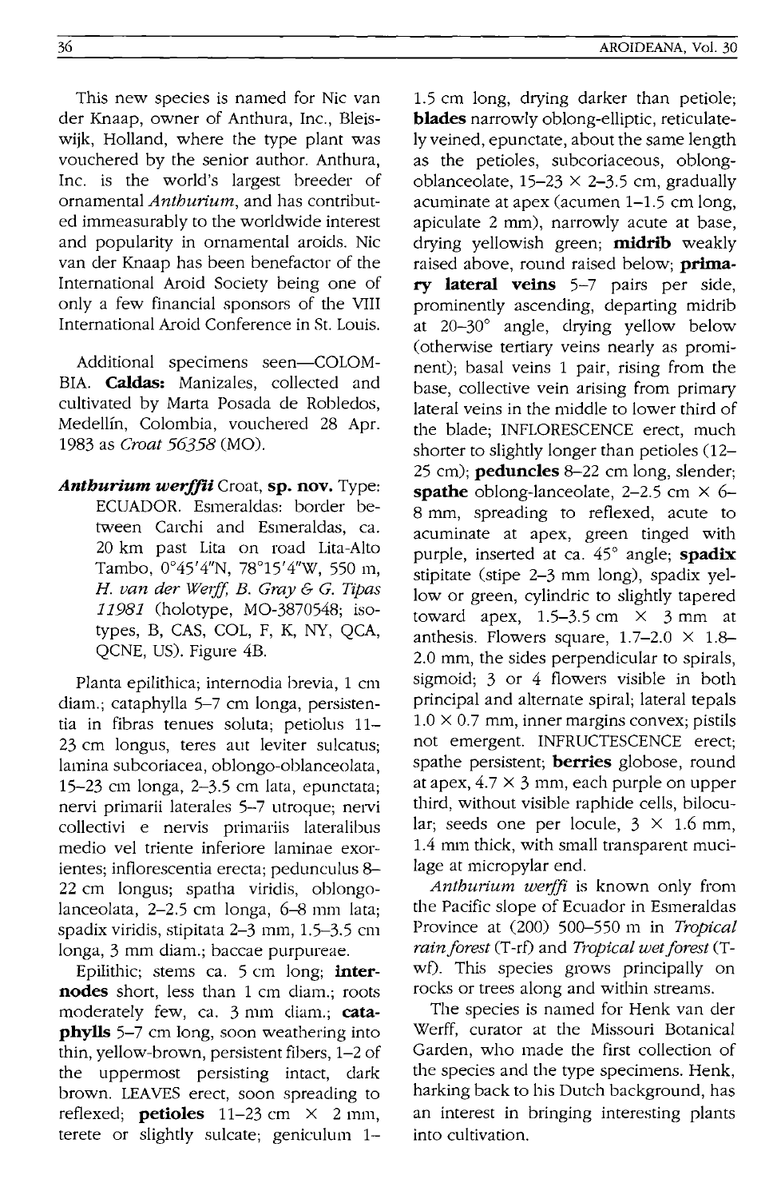This new species is named for Nic van der Knaap, owner of Anthura, Inc., Bleiswijk, Holland, where the type plant was vouchered by the senior author. Anthura, Inc. is the world's largest breeder of ornamental *Anthurium*, and has contributed immeasurably to the worldwide interest and popularity in ornamental aroids. Nic van der Knaap has been benefactor of the International Aroid Society being one of only a few financial sponsors of the VIII International Aroid Conference in St. Louis.

Additional specimens seen—COLOMBIA. **Caldas:** Manizales, collected and cultivated by Marta Posada de Robledos, Medellín, Colombia, vouchered 28 Apr. 1983 as *Croat 56358* (MO).

***Anthurium werffii*** Croat, **sp. nov.** Type: ECUADOR. Esmeraldas: border between Carchi and Esmeraldas, ca. 20 km past Lita on road Lita-Alto Tambo, 0°45'4"N, 78°15'4"W, 550 m, *H. van der Werff, B. Gray & G. Tipas 11981* (holotype, MO-3870548; isotypes, B, CAS, COL, F, K, NY, QCA, QCNE, US). Figure 4B.

Planta epilithica; internodia brevia, 1 cm diam.; cataphylla 5–7 cm longa, persistentia in fibras tenues soluta; petiolus 11–23 cm longus, teres aut leviter sulcatus; lamina subcoriacea, oblongo-oblanceolata, 15–23 cm longa, 2–3.5 cm lata, epunctata; nervi primarii laterales 5–7 utroque; nervi collectivi e nervis primariis lateralibus medio vel triente inferiore laminae exorientes; inflorescentia erecta; pedunculus 8–22 cm longus; spatha viridis, oblongolanceolata, 2–2.5 cm longa, 6–8 mm lata; spadix viridis, stipitata 2–3 mm, 1.5–3.5 cm longa, 3 mm diam.; baccae purpureae.

Epilithic; stems ca. 5 cm long; **internodes** short, less than 1 cm diam.; roots moderately few, ca. 3 mm diam.; **cataphylls** 5–7 cm long, soon weathering into thin, yellow-brown, persistent fibers, 1–2 of the uppermost persisting intact, dark brown. LEAVES erect, soon spreading to reflexed; **petioles** 11–23 cm × 2 mm, terete or slightly sulcate; geniculum 1–1.5 cm long, drying darker than petiole; **blades** narrowly oblong-elliptic, reticulately veined, epunctate, about the same length as the petioles, subcoriaceous, oblong-oblanceolate, 15–23 × 2–3.5 cm, gradually acuminate at apex (acumen 1–1.5 cm long, apiculate 2 mm), narrowly acute at base, drying yellowish green; **midrib** weakly raised above, round raised below; **primary lateral veins** 5–7 pairs per side, prominently ascending, departing midrib at 20–30° angle, drying yellow below (otherwise tertiary veins nearly as prominent); basal veins 1 pair, rising from the base, collective vein arising from primary lateral veins in the middle to lower third of the blade; INFLORESCENCE erect, much shorter to slightly longer than petioles (12–25 cm); **peduncles** 8–22 cm long, slender; **spathe** oblong-lanceolate, 2–2.5 cm × 6–8 mm, spreading to reflexed, acute to acuminate at apex, green tinged with purple, inserted at ca. 45° angle; **spadix** stipitate (stipe 2–3 mm long), spadix yellow or green, cylindric to slightly tapered toward apex, 1.5–3.5 cm × 3 mm at anthesis. Flowers square, 1.7–2.0 × 1.8–2.0 mm, the sides perpendicular to spirals, sigmoid; 3 or 4 flowers visible in both principal and alternate spiral; lateral tepals 1.0 × 0.7 mm, inner margins convex; pistils not emergent. INFRUCTESCENCE erect; spathe persistent; **berries** globose, round at apex, 4.7 × 3 mm, each purple on upper third, without visible raphide cells, bilocular; seeds one per locule, 3 × 1.6 mm, 1.4 mm thick, with small transparent mucilage at micropylar end.

*Anthurium werffii* is known only from the Pacific slope of Ecuador in Esmeraldas Province at (200) 500–550 m in *Tropical rain forest* (T-rf) and *Tropical wet forest* (T-wf). This species grows principally on rocks or trees along and within streams.

The species is named for Henk van der Werff, curator at the Missouri Botanical Garden, who made the first collection of the species and the type specimens. Henk, harking back to his Dutch background, has an interest in bringing interesting plants into cultivation.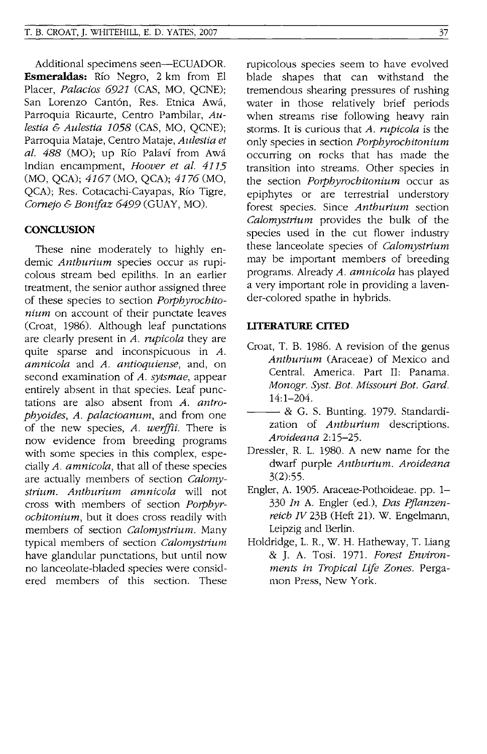Additional specimens seen—ECUADOR. **Esmeraldas:** Río Negro, 2 km from El Placer, *Palacios 6921* (CAS, MO, QCNE); San Lorenzo Cantón, Res. Etnica Awá, Parroquia Ricaurte, Centro Pambilar, *Aulestia & Aulestia 1058* (CAS, MO, QCNE); Parroquia Mataje, Centro Mataje, *Aulestia et al. 488* (MO); up Río Palaví from Awá Indian encampment, *Hoover et al. 4115* (MO, QCA); *4167* (MO, QCA); *4176* (MO, QCA); Res. Cotacachi-Cayapas, Río Tigre, *Cornejo & Bonifaz 6499* (GUAY, MO).

## CONCLUSION

These nine moderately to highly endemic *Anthurium* species occur as rupicolous stream bed epiliths. In an earlier treatment, the senior author assigned three of these species to section *Porphyrochitonium* on account of their punctate leaves (Croat, 1986). Although leaf punctations are clearly present in *A. rupicola* they are quite sparse and inconspicuous in *A. amnicola* and *A. antioquiense*, and, on second examination of *A. sytsmae*, appear entirely absent in that species. Leaf punctations are also absent from *A. antrophyoides*, *A. palacioanum*, and from one of the new species, *A. werffii*. There is now evidence from breeding programs with some species in this complex, especially *A. amnicola*, that all of these species are actually members of section *Calomystrium*. *Anthurium amnicola* will not cross with members of section *Porphyrochitonium*, but it does cross readily with members of section *Calomystrium*. Many typical members of section *Calomystrium* have glandular punctations, but until now no lanceolate-bladed species were considered members of this section. These rupicolous species seem to have evolved blade shapes that can withstand the tremendous shearing pressures of rushing water in those relatively brief periods when streams rise following heavy rain storms. It is curious that *A. rupicola* is the only species in section *Porphyrochitonium* occurring on rocks that has made the transition into streams. Other species in the section *Porphyrochitonium* occur as epiphytes or are terrestrial understory forest species. Since *Anthurium* section *Calomystrium* provides the bulk of the species used in the cut flower industry these lanceolate species of *Calomystrium* may be important members of breeding programs. Already *A. amnicola* has played a very important role in providing a lavender-colored spathe in hybrids.

## LITERATURE CITED

Croat, T. B. 1986. A revision of the genus *Anthurium* (Araceae) of Mexico and Central. America. Part II: Panama. *Monogr. Syst. Bot. Missouri Bot. Gard.* 14:1–204.

——— & G. S. Bunting. 1979. Standardization of *Anthurium* descriptions. *Aroideana* 2:15–25.

Dressler, R. L. 1980. A new name for the dwarf purple *Anthurium*. *Aroideana* 3(2):55.

Engler, A. 1905. Araceae-Pothoideae. pp. 1–330 *In* A. Engler (ed.), *Das Pflanzenreich IV* 23B (Heft 21). W. Engelmann, Leipzig and Berlin.

Holdridge, L. R., W. H. Hatheway, T. Liang & J. A. Tosi. 1971. *Forest Environments in Tropical Life Zones*. Pergamon Press, New York.